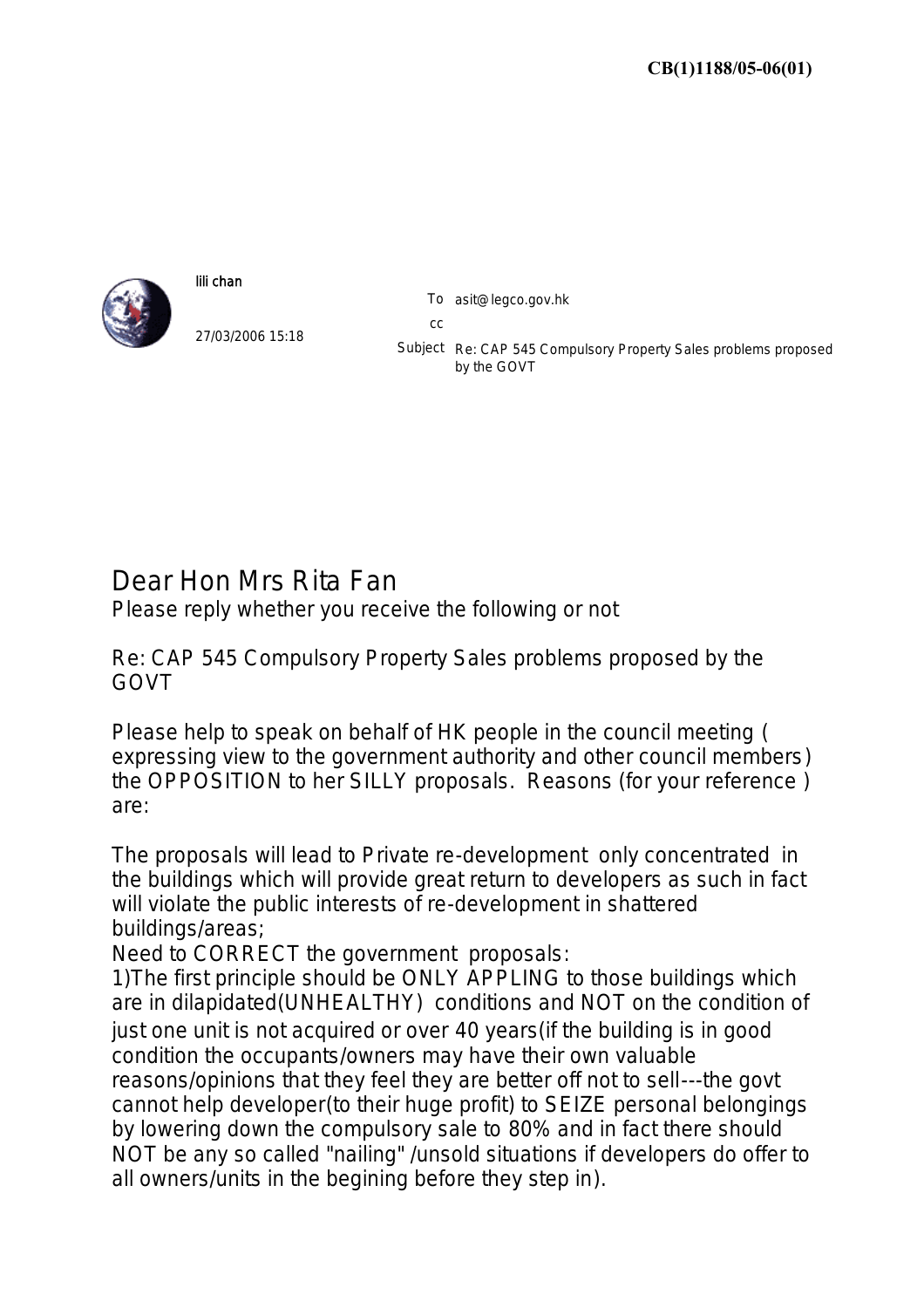CB(1)1188/05-06(01)

lili chan

27/03/2006 15:18

To asit@legco.gov.hk

cc

Subject Re: CAP 545 Compulsory Property Sales problems proposed by the GOVT

Dear Hon Mrs Rita Fan

Please reply whether you receive the following or not

Re: CAP 545 Compulsory Property Sales problems proposed by the GOVT

Please help to speak on behalf of HK people in the council meeting ( expressing view to the government authority and other council members) the OPPOSITION to her SILLY proposals. Reasons (for your reference ) are:

The proposals will lead to Private re-development only concentrated in the buildings which will provide great return to developers as such in fact will violate the public interests of re-development in shattered buildings/areas;

Need to CORRECT the government proposals:

1)The first principle should be ONLY APPLING to those buildings which are in dilapidated(UNHEALTHY) conditions and NOT on the condition of just one unit is not acquired or over 40 years(if the building is in good condition the occupants/owners may have their own valuable reasons/opinions that they feel they are better off not to sell---the govt cannot help developer(to their huge profit) to SEIZE personal belongings by lowering down the compulsory sale to 80% and in fact there should NOT be any so called "nailing" /unsold situations if developers do offer to all owners/units in the begining before they step in).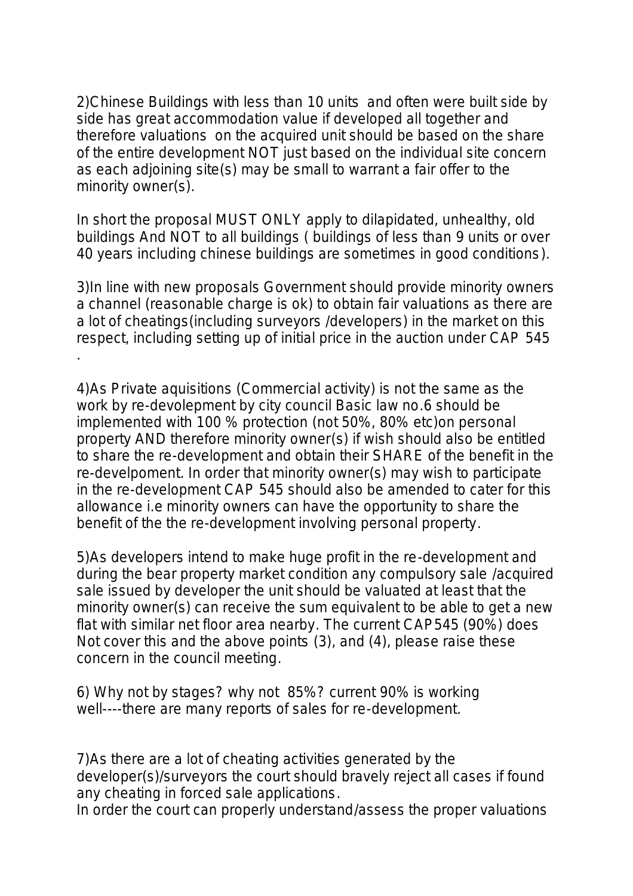2)Chinese Buildings with less than 10 units and often were built side by side has great accommodation value if developed all together and therefore valuations on the acquired unit should be based on the share of the entire development NOT just based on the individual site concern as each adjoining site(s) may be small to warrant a fair offer to the minority owner(s).

In short the proposal MUST ONLY apply to dilapidated, unhealthy, old buildings And NOT to all buildings ( buildings of less than 9 units or over 40 years including chinese buildings are sometimes in good conditions).

3)In line with new proposals Government should provide minority owners a channel (reasonable charge is ok) to obtain fair valuations as there are a lot of cheatings(including surveyors /developers) in the market on this respect, including setting up of initial price in the auction under CAP 545 .

4)As Private aquisitions (Commercial activity) is not the same as the work by re-devolopement by city council Basic law no.6 should be implemented with 100 % protection (not 50%, 80% etc)on personal property AND therefore minority owner(s) if wish should also be entitled to share the re-development and obtain their SHARE of the benefit in the re-develpoment. In order that minority owner(s) may wish to participate in the re-development CAP 545 should also be amended to cater for this allowance i.e minority owners can have the opportunity to share the benefit of the the re-development involving personal property.

5)As developers intend to make huge profit in the re-development and during the bear property market condition any compulsory sale /acquired sale issued by developer the unit should be valuated at least that the minority owner(s) can receive the sum equivalent to be able to get a new flat with similar net floor area nearby. The current CAP545 (90%) does Not cover this and the above points (3), and (4), please raise these concern in the council meeting.

6) Why not by stages? why not 85%? current 90% is working well----there are many reports of sales for re-development.

7)As there are a lot of cheating activities generated by the developer(s)/surveyors the court should bravely reject all cases if found any cheating in forced sale applications.
In order the court can properly understand/assess the proper valuations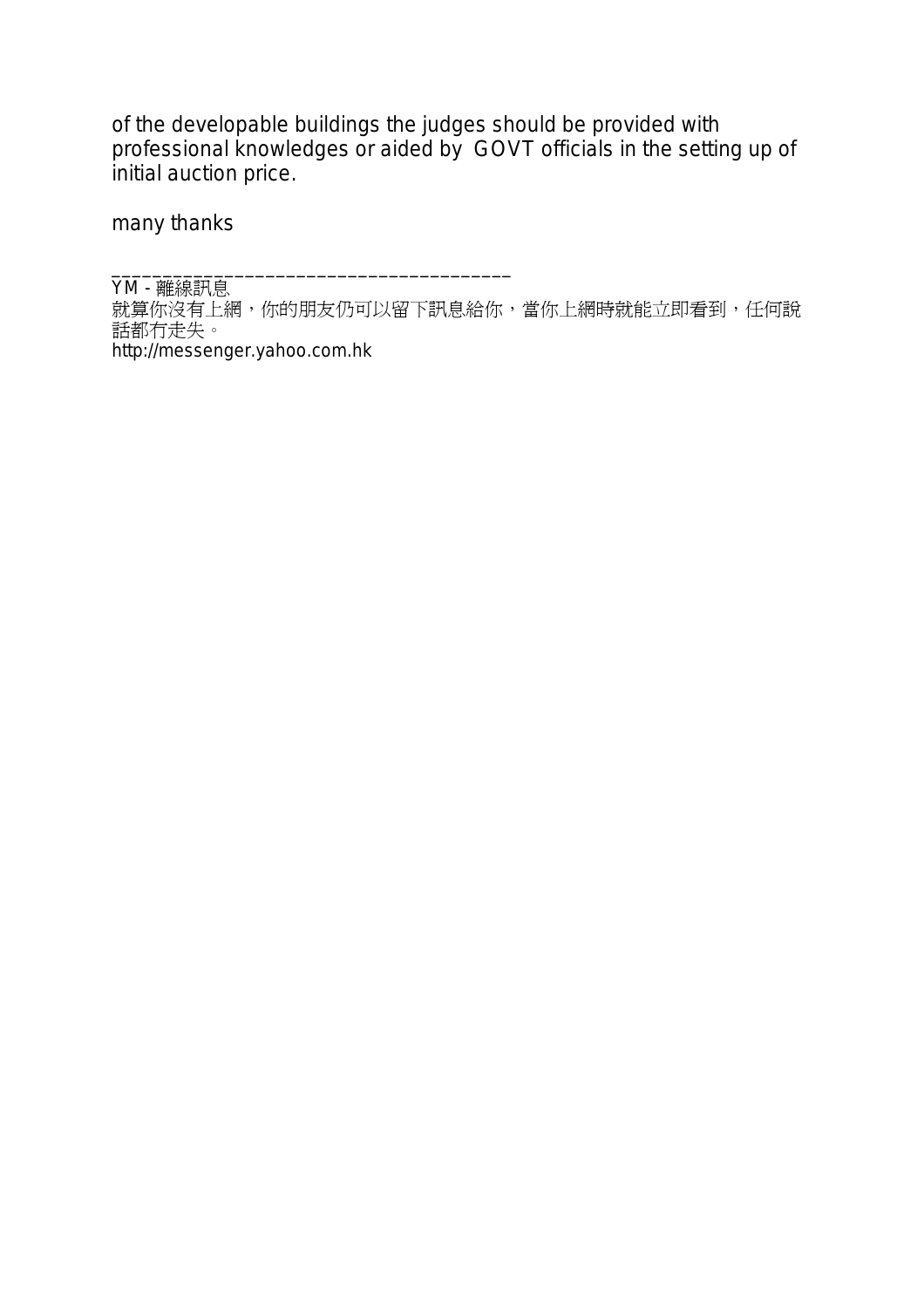of the developable buildings the judges should be provided with professional knowledges or aided by  GOVT officials in the setting up of initial auction price.

many thanks

________________________________________
YM - 離線訊息
就算你沒有上網，你的朋友仍可以留下訊息給你，當你上網時就能立即看到，任何說話都冇走失。
http://messenger.yahoo.com.hk